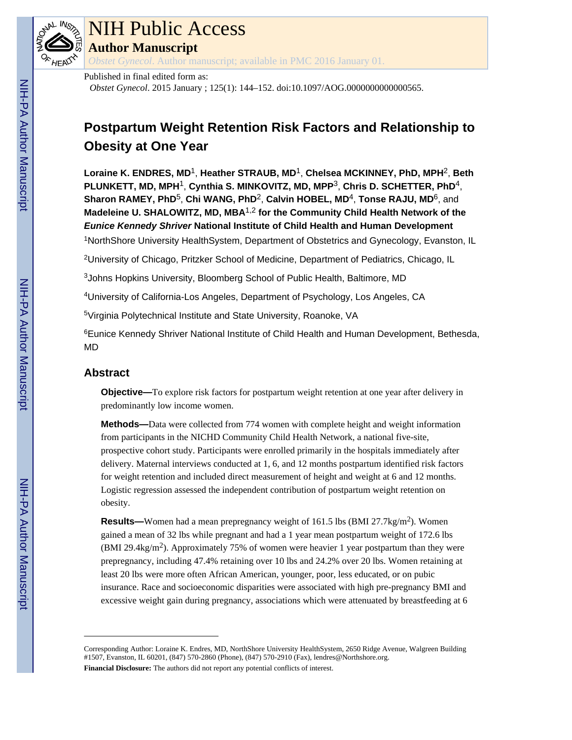# NIH Public Access

**Author Manuscript**

*Obstet Gynecol*. Author manuscript; available in PMC 2016 January 01.

Published in final edited form as:

*Obstet Gynecol*. 2015 January ; 125(1): 144–152. doi:10.1097/AOG.0000000000000565.

# Postpartum Weight Retention Risk Factors and Relationship to Obesity at One Year

**Loraine K. ENDRES, MD**[1], **Heather STRAUB, MD**[1], **Chelsea MCKINNEY, PhD, MPH**[2], **Beth PLUNKETT, MD, MPH**[1], **Cynthia S. MINKOVITZ, MD, MPP**[3], **Chris D. SCHETTER, PhD**[4], **Sharon RAMEY, PhD**[5], **Chi WANG, PhD**[2], **Calvin HOBEL, MD**[4], **Tonse RAJU, MD**[6], and **Madeleine U. SHALOWITZ, MD, MBA**[1,2] **for the Community Child Health Network of the *Eunice Kennedy Shriver* National Institute of Child Health and Human Development**

[1]NorthShore University HealthSystem, Department of Obstetrics and Gynecology, Evanston, IL

[2]University of Chicago, Pritzker School of Medicine, Department of Pediatrics, Chicago, IL

[3]Johns Hopkins University, Bloomberg School of Public Health, Baltimore, MD

[4]University of California-Los Angeles, Department of Psychology, Los Angeles, CA

[5]Virginia Polytechnical Institute and State University, Roanoke, VA

[6]Eunice Kennedy Shriver National Institute of Child Health and Human Development, Bethesda, MD

## Abstract

**Objective—**To explore risk factors for postpartum weight retention at one year after delivery in predominantly low income women.

**Methods—**Data were collected from 774 women with complete height and weight information from participants in the NICHD Community Child Health Network, a national five-site, prospective cohort study. Participants were enrolled primarily in the hospitals immediately after delivery. Maternal interviews conducted at 1, 6, and 12 months postpartum identified risk factors for weight retention and included direct measurement of height and weight at 6 and 12 months. Logistic regression assessed the independent contribution of postpartum weight retention on obesity.

**Results—**Women had a mean prepregnancy weight of 161.5 lbs (BMI 27.7kg/m$^2$). Women gained a mean of 32 lbs while pregnant and had a 1 year mean postpartum weight of 172.6 lbs (BMI 29.4kg/m$^2$). Approximately 75% of women were heavier 1 year postpartum than they were prepregnancy, including 47.4% retaining over 10 lbs and 24.2% over 20 lbs. Women retaining at least 20 lbs were more often African American, younger, poor, less educated, or on pubic insurance. Race and socioeconomic disparities were associated with high pre-pregnancy BMI and excessive weight gain during pregnancy, associations which were attenuated by breastfeeding at 6

Corresponding Author: Loraine K. Endres, MD, NorthShore University HealthSystem, 2650 Ridge Avenue, Walgreen Building #1507, Evanston, IL 60201, (847) 570-2860 (Phone), (847) 570-2910 (Fax), lendres@Northshore.org.

**Financial Disclosure:** The authors did not report any potential conflicts of interest.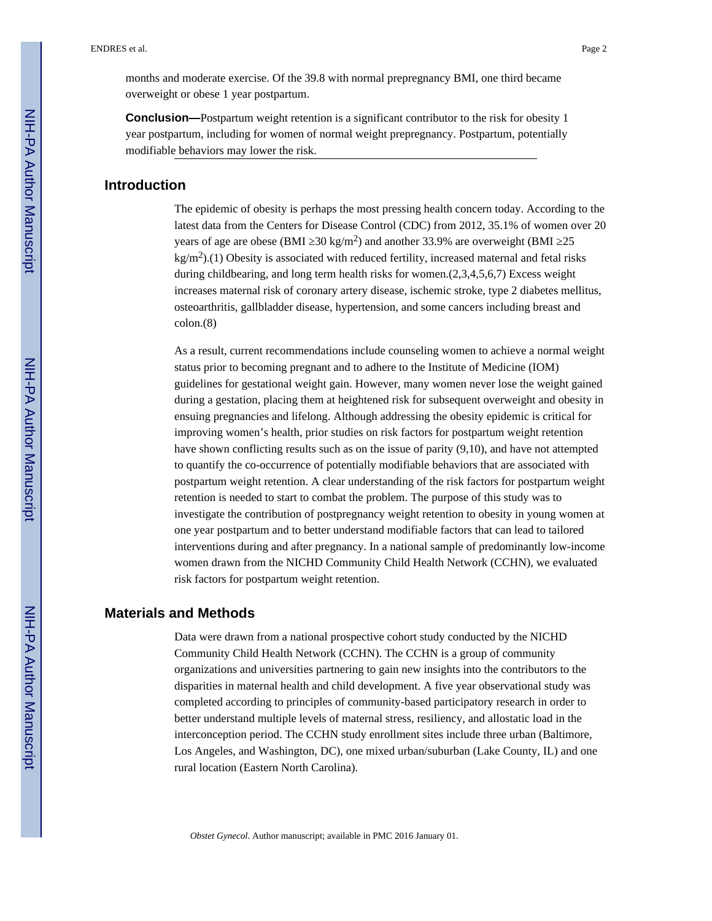months and moderate exercise. Of the 39.8 with normal prepregnancy BMI, one third became overweight or obese 1 year postpartum.

**Conclusion—**Postpartum weight retention is a significant contributor to the risk for obesity 1 year postpartum, including for women of normal weight prepregnancy. Postpartum, potentially modifiable behaviors may lower the risk.

## Introduction

The epidemic of obesity is perhaps the most pressing health concern today. According to the latest data from the Centers for Disease Control (CDC) from 2012, 35.1% of women over 20 years of age are obese (BMI ≥30 kg/m$^2$) and another 33.9% are overweight (BMI ≥25 kg/m$^2$).(1) Obesity is associated with reduced fertility, increased maternal and fetal risks during childbearing, and long term health risks for women.(2,3,4,5,6,7) Excess weight increases maternal risk of coronary artery disease, ischemic stroke, type 2 diabetes mellitus, osteoarthritis, gallbladder disease, hypertension, and some cancers including breast and colon.(8)

As a result, current recommendations include counseling women to achieve a normal weight status prior to becoming pregnant and to adhere to the Institute of Medicine (IOM) guidelines for gestational weight gain. However, many women never lose the weight gained during a gestation, placing them at heightened risk for subsequent overweight and obesity in ensuing pregnancies and lifelong. Although addressing the obesity epidemic is critical for improving women's health, prior studies on risk factors for postpartum weight retention have shown conflicting results such as on the issue of parity (9,10), and have not attempted to quantify the co-occurrence of potentially modifiable behaviors that are associated with postpartum weight retention. A clear understanding of the risk factors for postpartum weight retention is needed to start to combat the problem. The purpose of this study was to investigate the contribution of postpregnancy weight retention to obesity in young women at one year postpartum and to better understand modifiable factors that can lead to tailored interventions during and after pregnancy. In a national sample of predominantly low-income women drawn from the NICHD Community Child Health Network (CCHN), we evaluated risk factors for postpartum weight retention.

## Materials and Methods

Data were drawn from a national prospective cohort study conducted by the NICHD Community Child Health Network (CCHN). The CCHN is a group of community organizations and universities partnering to gain new insights into the contributors to the disparities in maternal health and child development. A five year observational study was completed according to principles of community-based participatory research in order to better understand multiple levels of maternal stress, resiliency, and allostatic load in the interconception period. The CCHN study enrollment sites include three urban (Baltimore, Los Angeles, and Washington, DC), one mixed urban/suburban (Lake County, IL) and one rural location (Eastern North Carolina).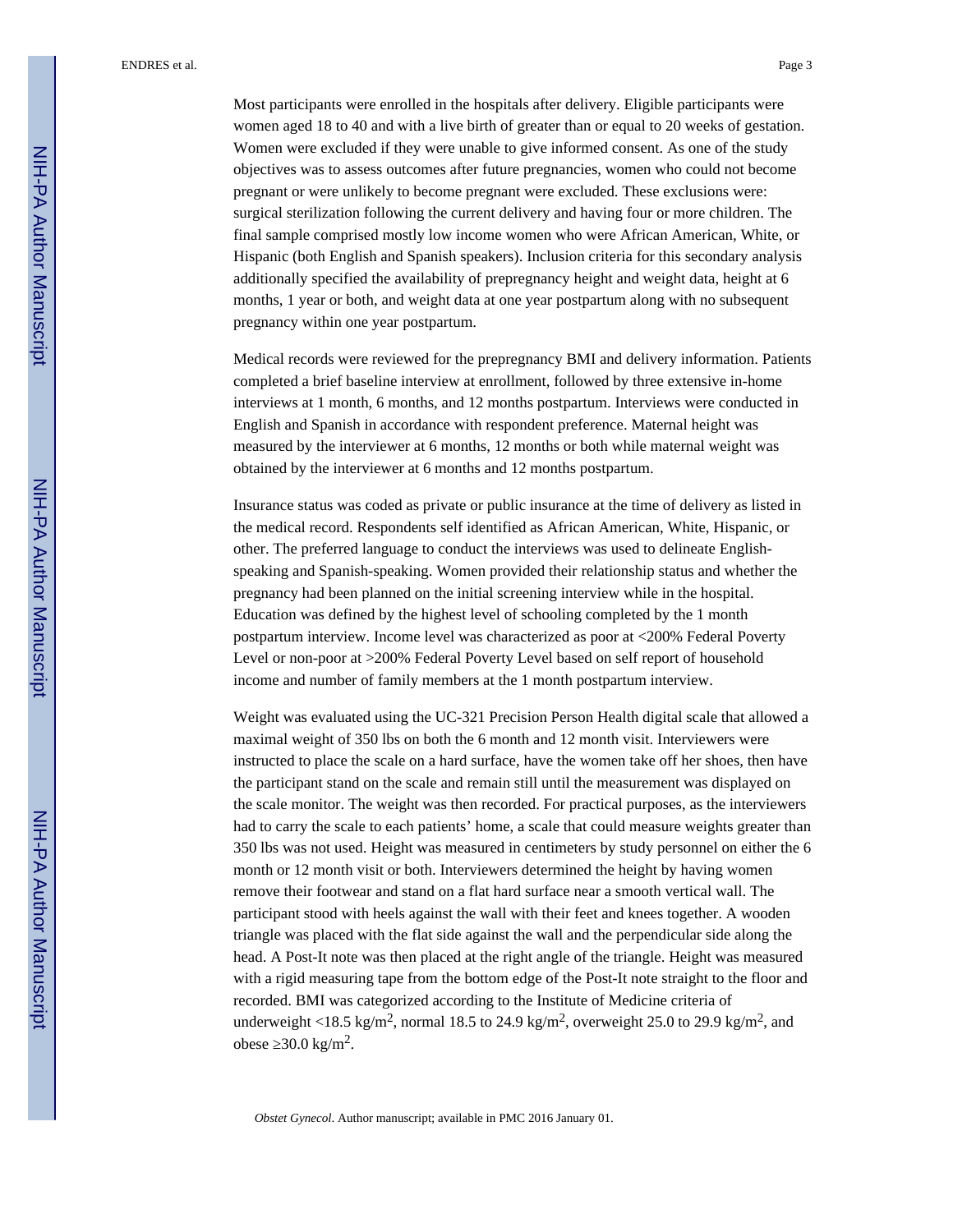Most participants were enrolled in the hospitals after delivery. Eligible participants were women aged 18 to 40 and with a live birth of greater than or equal to 20 weeks of gestation. Women were excluded if they were unable to give informed consent. As one of the study objectives was to assess outcomes after future pregnancies, women who could not become pregnant or were unlikely to become pregnant were excluded. These exclusions were: surgical sterilization following the current delivery and having four or more children. The final sample comprised mostly low income women who were African American, White, or Hispanic (both English and Spanish speakers). Inclusion criteria for this secondary analysis additionally specified the availability of prepregnancy height and weight data, height at 6 months, 1 year or both, and weight data at one year postpartum along with no subsequent pregnancy within one year postpartum.

Medical records were reviewed for the prepregnancy BMI and delivery information. Patients completed a brief baseline interview at enrollment, followed by three extensive in-home interviews at 1 month, 6 months, and 12 months postpartum. Interviews were conducted in English and Spanish in accordance with respondent preference. Maternal height was measured by the interviewer at 6 months, 12 months or both while maternal weight was obtained by the interviewer at 6 months and 12 months postpartum.

Insurance status was coded as private or public insurance at the time of delivery as listed in the medical record. Respondents self identified as African American, White, Hispanic, or other. The preferred language to conduct the interviews was used to delineate English-speaking and Spanish-speaking. Women provided their relationship status and whether the pregnancy had been planned on the initial screening interview while in the hospital. Education was defined by the highest level of schooling completed by the 1 month postpartum interview. Income level was characterized as poor at <200% Federal Poverty Level or non-poor at >200% Federal Poverty Level based on self report of household income and number of family members at the 1 month postpartum interview.

Weight was evaluated using the UC-321 Precision Person Health digital scale that allowed a maximal weight of 350 lbs on both the 6 month and 12 month visit. Interviewers were instructed to place the scale on a hard surface, have the women take off her shoes, then have the participant stand on the scale and remain still until the measurement was displayed on the scale monitor. The weight was then recorded. For practical purposes, as the interviewers had to carry the scale to each patients' home, a scale that could measure weights greater than 350 lbs was not used. Height was measured in centimeters by study personnel on either the 6 month or 12 month visit or both. Interviewers determined the height by having women remove their footwear and stand on a flat hard surface near a smooth vertical wall. The participant stood with heels against the wall with their feet and knees together. A wooden triangle was placed with the flat side against the wall and the perpendicular side along the head. A Post-It note was then placed at the right angle of the triangle. Height was measured with a rigid measuring tape from the bottom edge of the Post-It note straight to the floor and recorded. BMI was categorized according to the Institute of Medicine criteria of underweight <18.5 kg/m$^2$, normal 18.5 to 24.9 kg/m$^2$, overweight 25.0 to 29.9 kg/m$^2$, and obese ≥30.0 kg/m$^2$.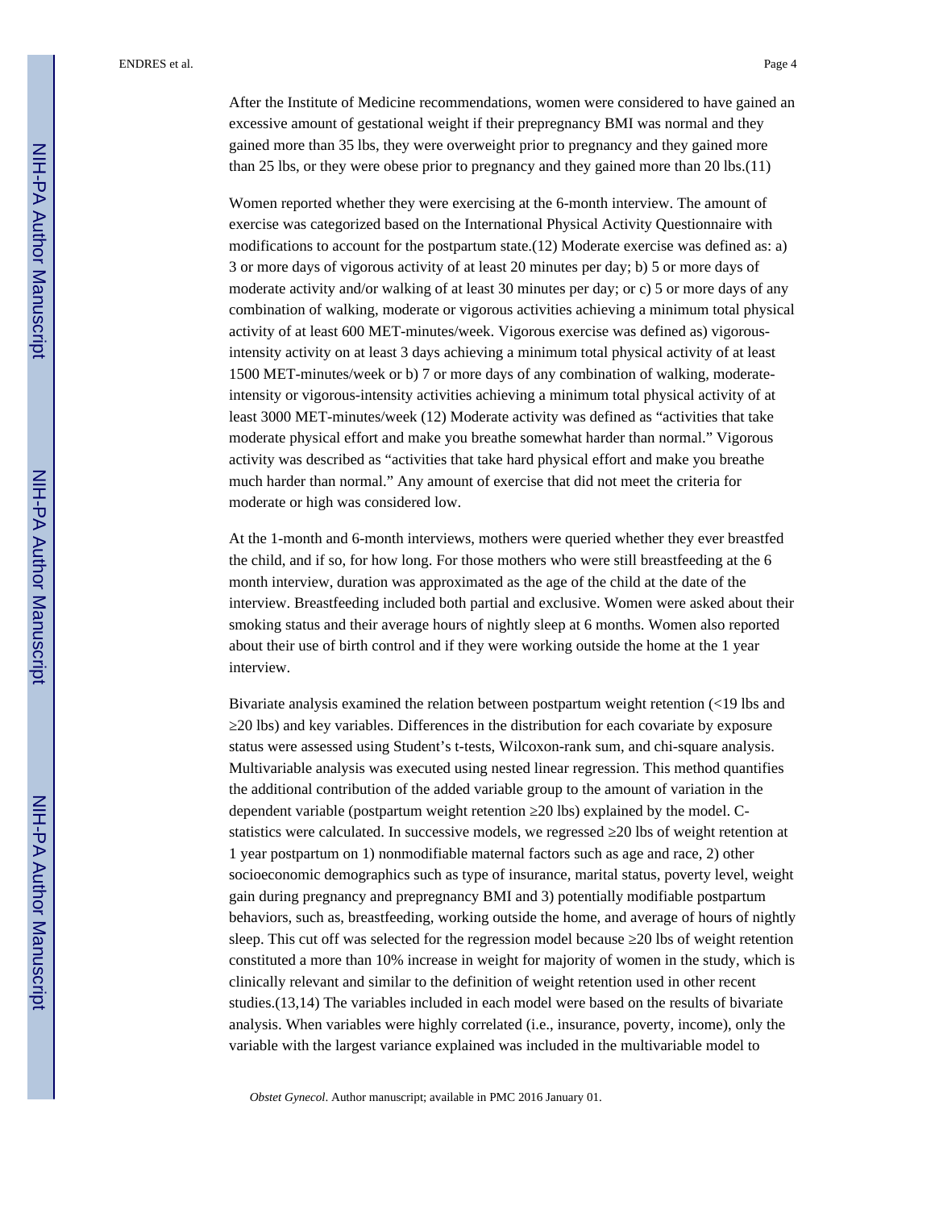After the Institute of Medicine recommendations, women were considered to have gained an excessive amount of gestational weight if their prepregnancy BMI was normal and they gained more than 35 lbs, they were overweight prior to pregnancy and they gained more than 25 lbs, or they were obese prior to pregnancy and they gained more than 20 lbs.(11)

Women reported whether they were exercising at the 6-month interview. The amount of exercise was categorized based on the International Physical Activity Questionnaire with modifications to account for the postpartum state.(12) Moderate exercise was defined as: a) 3 or more days of vigorous activity of at least 20 minutes per day; b) 5 or more days of moderate activity and/or walking of at least 30 minutes per day; or c) 5 or more days of any combination of walking, moderate or vigorous activities achieving a minimum total physical activity of at least 600 MET-minutes/week. Vigorous exercise was defined as) vigorous-intensity activity on at least 3 days achieving a minimum total physical activity of at least 1500 MET-minutes/week or b) 7 or more days of any combination of walking, moderate-intensity or vigorous-intensity activities achieving a minimum total physical activity of at least 3000 MET-minutes/week (12) Moderate activity was defined as "activities that take moderate physical effort and make you breathe somewhat harder than normal." Vigorous activity was described as "activities that take hard physical effort and make you breathe much harder than normal." Any amount of exercise that did not meet the criteria for moderate or high was considered low.

At the 1-month and 6-month interviews, mothers were queried whether they ever breastfed the child, and if so, for how long. For those mothers who were still breastfeeding at the 6 month interview, duration was approximated as the age of the child at the date of the interview. Breastfeeding included both partial and exclusive. Women were asked about their smoking status and their average hours of nightly sleep at 6 months. Women also reported about their use of birth control and if they were working outside the home at the 1 year interview.

Bivariate analysis examined the relation between postpartum weight retention (<19 lbs and ≥20 lbs) and key variables. Differences in the distribution for each covariate by exposure status were assessed using Student's t-tests, Wilcoxon-rank sum, and chi-square analysis. Multivariable analysis was executed using nested linear regression. This method quantifies the additional contribution of the added variable group to the amount of variation in the dependent variable (postpartum weight retention ≥20 lbs) explained by the model. C-statistics were calculated. In successive models, we regressed ≥20 lbs of weight retention at 1 year postpartum on 1) nonmodifiable maternal factors such as age and race, 2) other socioeconomic demographics such as type of insurance, marital status, poverty level, weight gain during pregnancy and prepregnancy BMI and 3) potentially modifiable postpartum behaviors, such as, breastfeeding, working outside the home, and average of hours of nightly sleep. This cut off was selected for the regression model because ≥20 lbs of weight retention constituted a more than 10% increase in weight for majority of women in the study, which is clinically relevant and similar to the definition of weight retention used in other recent studies.(13,14) The variables included in each model were based on the results of bivariate analysis. When variables were highly correlated (i.e., insurance, poverty, income), only the variable with the largest variance explained was included in the multivariable model to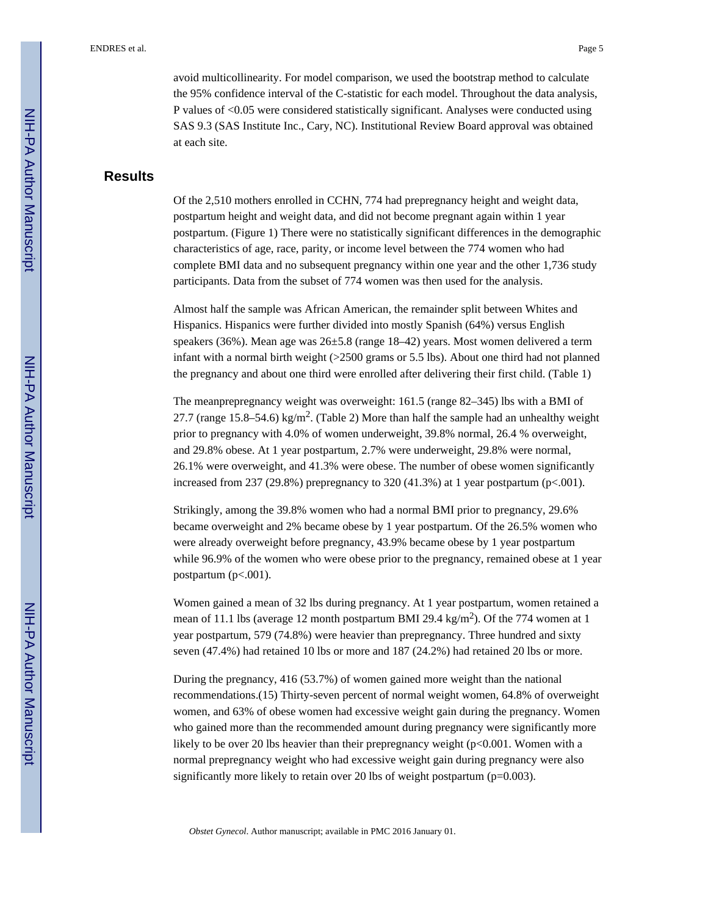avoid multicollinearity. For model comparison, we used the bootstrap method to calculate the 95% confidence interval of the C-statistic for each model. Throughout the data analysis, P values of <0.05 were considered statistically significant. Analyses were conducted using SAS 9.3 (SAS Institute Inc., Cary, NC). Institutional Review Board approval was obtained at each site.

## Results

Of the 2,510 mothers enrolled in CCHN, 774 had prepregnancy height and weight data, postpartum height and weight data, and did not become pregnant again within 1 year postpartum. (Figure 1) There were no statistically significant differences in the demographic characteristics of age, race, parity, or income level between the 774 women who had complete BMI data and no subsequent pregnancy within one year and the other 1,736 study participants. Data from the subset of 774 women was then used for the analysis.

Almost half the sample was African American, the remainder split between Whites and Hispanics. Hispanics were further divided into mostly Spanish (64%) versus English speakers (36%). Mean age was 26±5.8 (range 18–42) years. Most women delivered a term infant with a normal birth weight (>2500 grams or 5.5 lbs). About one third had not planned the pregnancy and about one third were enrolled after delivering their first child. (Table 1)

The meanprepregnancy weight was overweight: 161.5 (range 82–345) lbs with a BMI of 27.7 (range 15.8–54.6) kg/m$^2$. (Table 2) More than half the sample had an unhealthy weight prior to pregnancy with 4.0% of women underweight, 39.8% normal, 26.4 % overweight, and 29.8% obese. At 1 year postpartum, 2.7% were underweight, 29.8% were normal, 26.1% were overweight, and 41.3% were obese. The number of obese women significantly increased from 237 (29.8%) prepregnancy to 320 (41.3%) at 1 year postpartum (p<.001).

Strikingly, among the 39.8% women who had a normal BMI prior to pregnancy, 29.6% became overweight and 2% became obese by 1 year postpartum. Of the 26.5% women who were already overweight before pregnancy, 43.9% became obese by 1 year postpartum while 96.9% of the women who were obese prior to the pregnancy, remained obese at 1 year postpartum (p<.001).

Women gained a mean of 32 lbs during pregnancy. At 1 year postpartum, women retained a mean of 11.1 lbs (average 12 month postpartum BMI 29.4 kg/m$^2$). Of the 774 women at 1 year postpartum, 579 (74.8%) were heavier than prepregnancy. Three hundred and sixty seven (47.4%) had retained 10 lbs or more and 187 (24.2%) had retained 20 lbs or more.

During the pregnancy, 416 (53.7%) of women gained more weight than the national recommendations.(15) Thirty-seven percent of normal weight women, 64.8% of overweight women, and 63% of obese women had excessive weight gain during the pregnancy. Women who gained more than the recommended amount during pregnancy were significantly more likely to be over 20 lbs heavier than their prepregnancy weight (p<0.001. Women with a normal prepregnancy weight who had excessive weight gain during pregnancy were also significantly more likely to retain over 20 lbs of weight postpartum (p=0.003).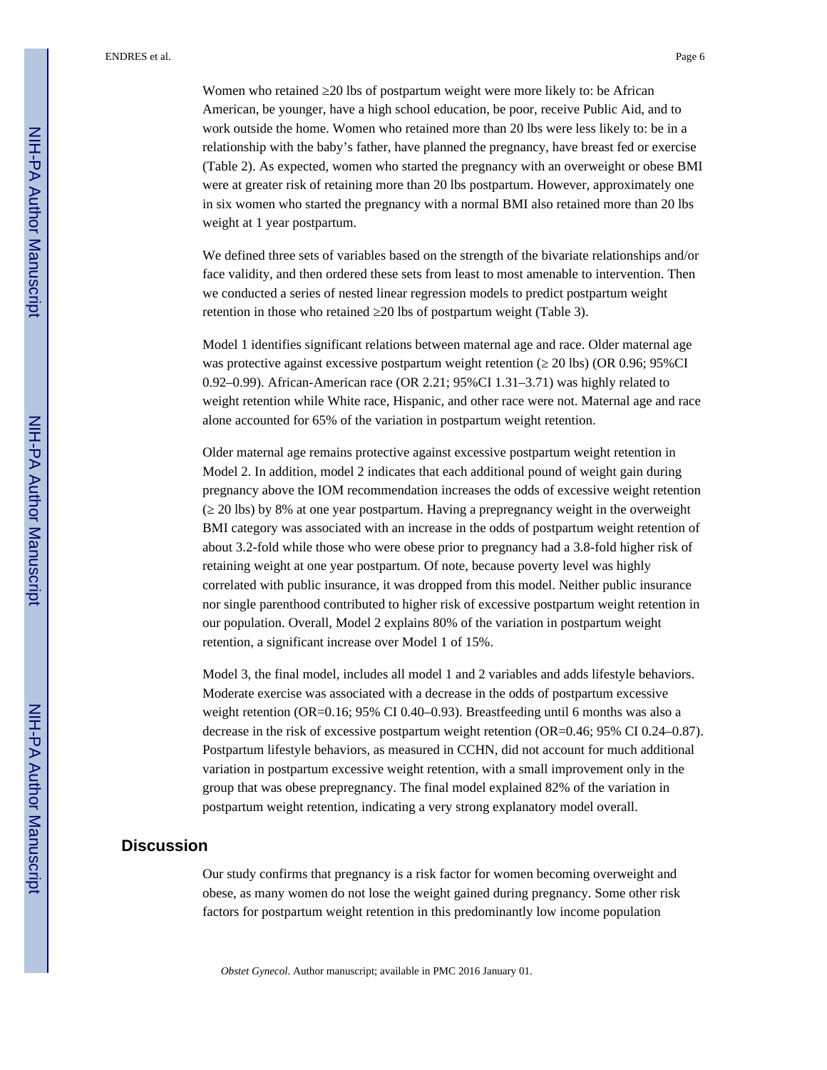Women who retained ≥20 lbs of postpartum weight were more likely to: be African American, be younger, have a high school education, be poor, receive Public Aid, and to work outside the home. Women who retained more than 20 lbs were less likely to: be in a relationship with the baby's father, have planned the pregnancy, have breast fed or exercise (Table 2). As expected, women who started the pregnancy with an overweight or obese BMI were at greater risk of retaining more than 20 lbs postpartum. However, approximately one in six women who started the pregnancy with a normal BMI also retained more than 20 lbs weight at 1 year postpartum.

We defined three sets of variables based on the strength of the bivariate relationships and/or face validity, and then ordered these sets from least to most amenable to intervention. Then we conducted a series of nested linear regression models to predict postpartum weight retention in those who retained ≥20 lbs of postpartum weight (Table 3).

Model 1 identifies significant relations between maternal age and race. Older maternal age was protective against excessive postpartum weight retention (≥ 20 lbs) (OR 0.96; 95%CI 0.92–0.99). African-American race (OR 2.21; 95%CI 1.31–3.71) was highly related to weight retention while White race, Hispanic, and other race were not. Maternal age and race alone accounted for 65% of the variation in postpartum weight retention.

Older maternal age remains protective against excessive postpartum weight retention in Model 2. In addition, model 2 indicates that each additional pound of weight gain during pregnancy above the IOM recommendation increases the odds of excessive weight retention (≥ 20 lbs) by 8% at one year postpartum. Having a prepregnancy weight in the overweight BMI category was associated with an increase in the odds of postpartum weight retention of about 3.2-fold while those who were obese prior to pregnancy had a 3.8-fold higher risk of retaining weight at one year postpartum. Of note, because poverty level was highly correlated with public insurance, it was dropped from this model. Neither public insurance nor single parenthood contributed to higher risk of excessive postpartum weight retention in our population. Overall, Model 2 explains 80% of the variation in postpartum weight retention, a significant increase over Model 1 of 15%.

Model 3, the final model, includes all model 1 and 2 variables and adds lifestyle behaviors. Moderate exercise was associated with a decrease in the odds of postpartum excessive weight retention (OR=0.16; 95% CI 0.40–0.93). Breastfeeding until 6 months was also a decrease in the risk of excessive postpartum weight retention (OR=0.46; 95% CI 0.24–0.87). Postpartum lifestyle behaviors, as measured in CCHN, did not account for much additional variation in postpartum excessive weight retention, with a small improvement only in the group that was obese prepregnancy. The final model explained 82% of the variation in postpartum weight retention, indicating a very strong explanatory model overall.

## Discussion

Our study confirms that pregnancy is a risk factor for women becoming overweight and obese, as many women do not lose the weight gained during pregnancy. Some other risk factors for postpartum weight retention in this predominantly low income population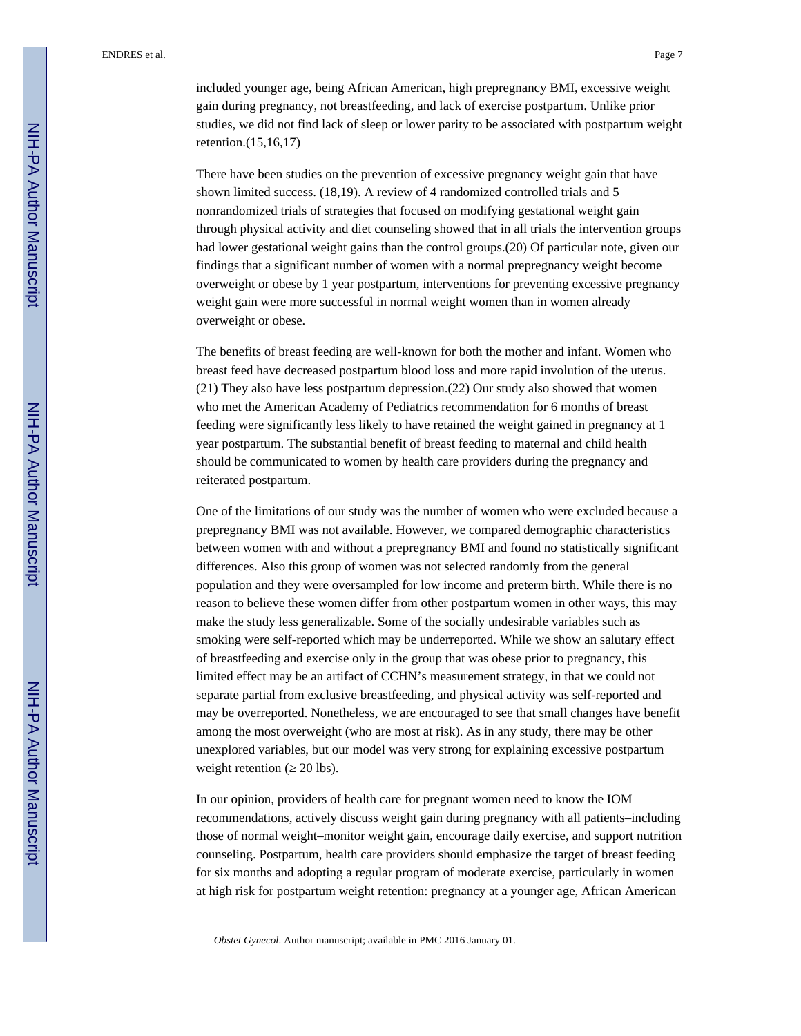included younger age, being African American, high prepregnancy BMI, excessive weight gain during pregnancy, not breastfeeding, and lack of exercise postpartum. Unlike prior studies, we did not find lack of sleep or lower parity to be associated with postpartum weight retention.(15,16,17)

There have been studies on the prevention of excessive pregnancy weight gain that have shown limited success. (18,19). A review of 4 randomized controlled trials and 5 nonrandomized trials of strategies that focused on modifying gestational weight gain through physical activity and diet counseling showed that in all trials the intervention groups had lower gestational weight gains than the control groups.(20) Of particular note, given our findings that a significant number of women with a normal prepregnancy weight become overweight or obese by 1 year postpartum, interventions for preventing excessive pregnancy weight gain were more successful in normal weight women than in women already overweight or obese.

The benefits of breast feeding are well-known for both the mother and infant. Women who breast feed have decreased postpartum blood loss and more rapid involution of the uterus. (21) They also have less postpartum depression.(22) Our study also showed that women who met the American Academy of Pediatrics recommendation for 6 months of breast feeding were significantly less likely to have retained the weight gained in pregnancy at 1 year postpartum. The substantial benefit of breast feeding to maternal and child health should be communicated to women by health care providers during the pregnancy and reiterated postpartum.

One of the limitations of our study was the number of women who were excluded because a prepregnancy BMI was not available. However, we compared demographic characteristics between women with and without a prepregnancy BMI and found no statistically significant differences. Also this group of women was not selected randomly from the general population and they were oversampled for low income and preterm birth. While there is no reason to believe these women differ from other postpartum women in other ways, this may make the study less generalizable. Some of the socially undesirable variables such as smoking were self-reported which may be underreported. While we show an salutary effect of breastfeeding and exercise only in the group that was obese prior to pregnancy, this limited effect may be an artifact of CCHN's measurement strategy, in that we could not separate partial from exclusive breastfeeding, and physical activity was self-reported and may be overreported. Nonetheless, we are encouraged to see that small changes have benefit among the most overweight (who are most at risk). As in any study, there may be other unexplored variables, but our model was very strong for explaining excessive postpartum weight retention ($\geq$ 20 lbs).

In our opinion, providers of health care for pregnant women need to know the IOM recommendations, actively discuss weight gain during pregnancy with all patients–including those of normal weight–monitor weight gain, encourage daily exercise, and support nutrition counseling. Postpartum, health care providers should emphasize the target of breast feeding for six months and adopting a regular program of moderate exercise, particularly in women at high risk for postpartum weight retention: pregnancy at a younger age, African American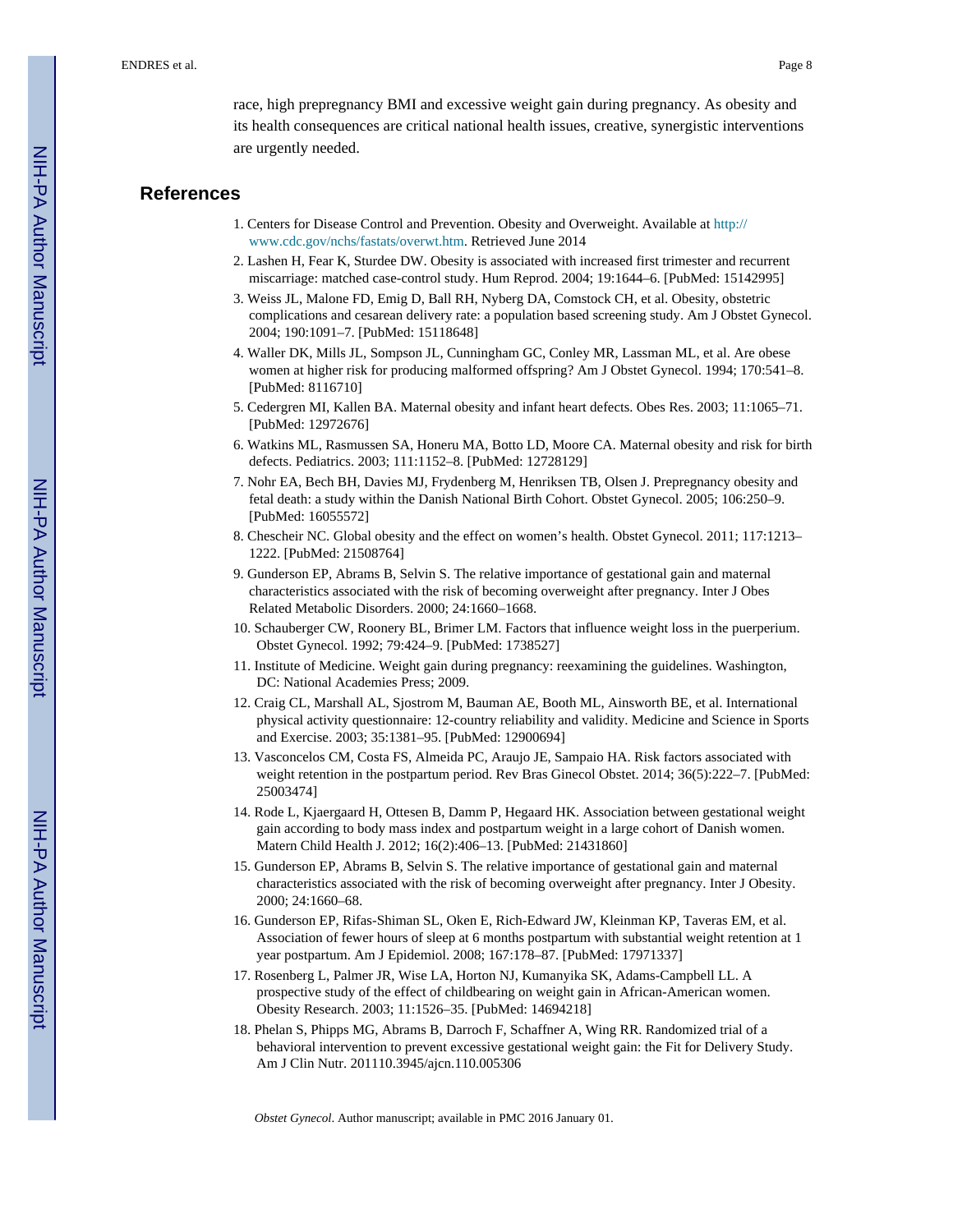race, high prepregnancy BMI and excessive weight gain during pregnancy. As obesity and its health consequences are critical national health issues, creative, synergistic interventions are urgently needed.

## References

1. Centers for Disease Control and Prevention. Obesity and Overweight. Available at http://www.cdc.gov/nchs/fastats/overwt.htm. Retrieved June 2014
2. Lashen H, Fear K, Sturdee DW. Obesity is associated with increased first trimester and recurrent miscarriage: matched case-control study. Hum Reprod. 2004; 19:1644–6. [PubMed: 15142995]
3. Weiss JL, Malone FD, Emig D, Ball RH, Nyberg DA, Comstock CH, et al. Obesity, obstetric complications and cesarean delivery rate: a population based screening study. Am J Obstet Gynecol. 2004; 190:1091–7. [PubMed: 15118648]
4. Waller DK, Mills JL, Sompson JL, Cunningham GC, Conley MR, Lassman ML, et al. Are obese women at higher risk for producing malformed offspring? Am J Obstet Gynecol. 1994; 170:541–8. [PubMed: 8116710]
5. Cedergren MI, Kallen BA. Maternal obesity and infant heart defects. Obes Res. 2003; 11:1065–71. [PubMed: 12972676]
6. Watkins ML, Rasmussen SA, Honeru MA, Botto LD, Moore CA. Maternal obesity and risk for birth defects. Pediatrics. 2003; 111:1152–8. [PubMed: 12728129]
7. Nohr EA, Bech BH, Davies MJ, Frydenberg M, Henriksen TB, Olsen J. Prepregnancy obesity and fetal death: a study within the Danish National Birth Cohort. Obstet Gynecol. 2005; 106:250–9. [PubMed: 16055572]
8. Chescheir NC. Global obesity and the effect on women's health. Obstet Gynecol. 2011; 117:1213–1222. [PubMed: 21508764]
9. Gunderson EP, Abrams B, Selvin S. The relative importance of gestational gain and maternal characteristics associated with the risk of becoming overweight after pregnancy. Inter J Obes Related Metabolic Disorders. 2000; 24:1660–1668.
10. Schauberger CW, Roonery BL, Brimer LM. Factors that influence weight loss in the puerperium. Obstet Gynecol. 1992; 79:424–9. [PubMed: 1738527]
11. Institute of Medicine. Weight gain during pregnancy: reexamining the guidelines. Washington, DC: National Academies Press; 2009.
12. Craig CL, Marshall AL, Sjostrom M, Bauman AE, Booth ML, Ainsworth BE, et al. International physical activity questionnaire: 12-country reliability and validity. Medicine and Science in Sports and Exercise. 2003; 35:1381–95. [PubMed: 12900694]
13. Vasconcelos CM, Costa FS, Almeida PC, Araujo JE, Sampaio HA. Risk factors associated with weight retention in the postpartum period. Rev Bras Ginecol Obstet. 2014; 36(5):222–7. [PubMed: 25003474]
14. Rode L, Kjaergaard H, Ottesen B, Damm P, Hegaard HK. Association between gestational weight gain according to body mass index and postpartum weight in a large cohort of Danish women. Matern Child Health J. 2012; 16(2):406–13. [PubMed: 21431860]
15. Gunderson EP, Abrams B, Selvin S. The relative importance of gestational gain and maternal characteristics associated with the risk of becoming overweight after pregnancy. Inter J Obesity. 2000; 24:1660–68.
16. Gunderson EP, Rifas-Shiman SL, Oken E, Rich-Edward JW, Kleinman KP, Taveras EM, et al. Association of fewer hours of sleep at 6 months postpartum with substantial weight retention at 1 year postpartum. Am J Epidemiol. 2008; 167:178–87. [PubMed: 17971337]
17. Rosenberg L, Palmer JR, Wise LA, Horton NJ, Kumanyika SK, Adams-Campbell LL. A prospective study of the effect of childbearing on weight gain in African-American women. Obesity Research. 2003; 11:1526–35. [PubMed: 14694218]
18. Phelan S, Phipps MG, Abrams B, Darroch F, Schaffner A, Wing RR. Randomized trial of a behavioral intervention to prevent excessive gestational weight gain: the Fit for Delivery Study. Am J Clin Nutr. 201110.3945/ajcn.110.005306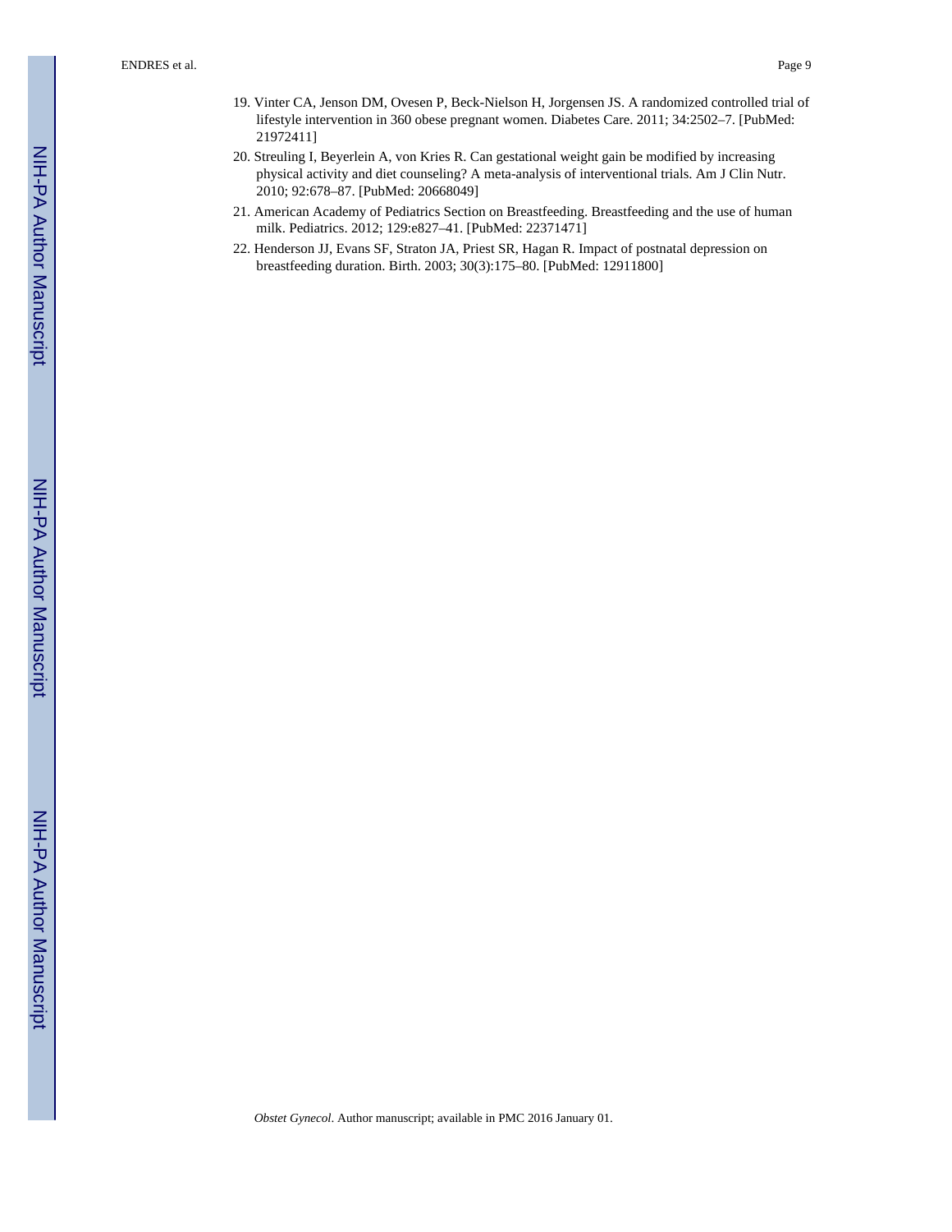19. Vinter CA, Jenson DM, Ovesen P, Beck-Nielson H, Jorgensen JS. A randomized controlled trial of lifestyle intervention in 360 obese pregnant women. Diabetes Care. 2011; 34:2502–7. [PubMed: 21972411]

20. Streuling I, Beyerlein A, von Kries R. Can gestational weight gain be modified by increasing physical activity and diet counseling? A meta-analysis of interventional trials. Am J Clin Nutr. 2010; 92:678–87. [PubMed: 20668049]

21. American Academy of Pediatrics Section on Breastfeeding. Breastfeeding and the use of human milk. Pediatrics. 2012; 129:e827–41. [PubMed: 22371471]

22. Henderson JJ, Evans SF, Straton JA, Priest SR, Hagan R. Impact of postnatal depression on breastfeeding duration. Birth. 2003; 30(3):175–80. [PubMed: 12911800]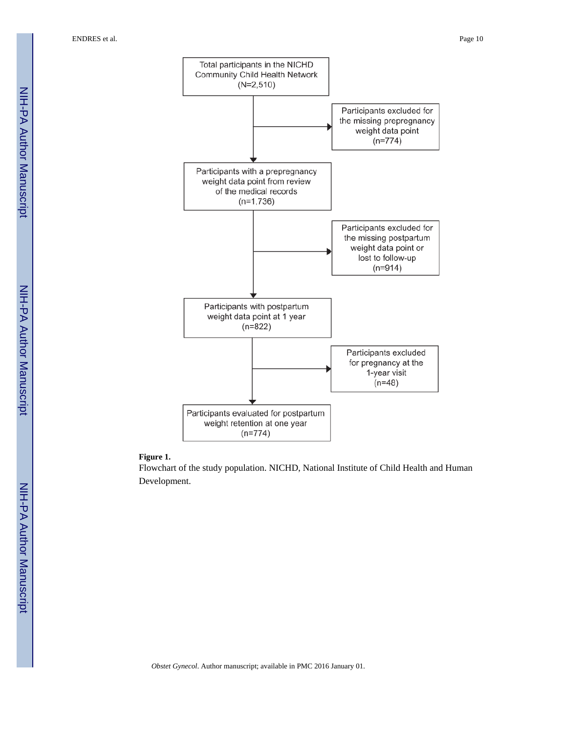Total participants in the NICHD Community Child Health Network (N=2,510)

Participants excluded for the missing prepregnancy weight data point (n=774)

Participants with a prepregnancy weight data point from review of the medical records (n=1,736)

Participants excluded for the missing postpartum weight data point or lost to follow-up (n=914)

Participants with postpartum weight data point at 1 year (n=822)

Participants excluded for pregnancy at the 1-year visit (n=48)

Participants evaluated for postpartum weight retention at one year (n=774)

**Figure 1.**

Flowchart of the study population. NICHD, National Institute of Child Health and Human Development.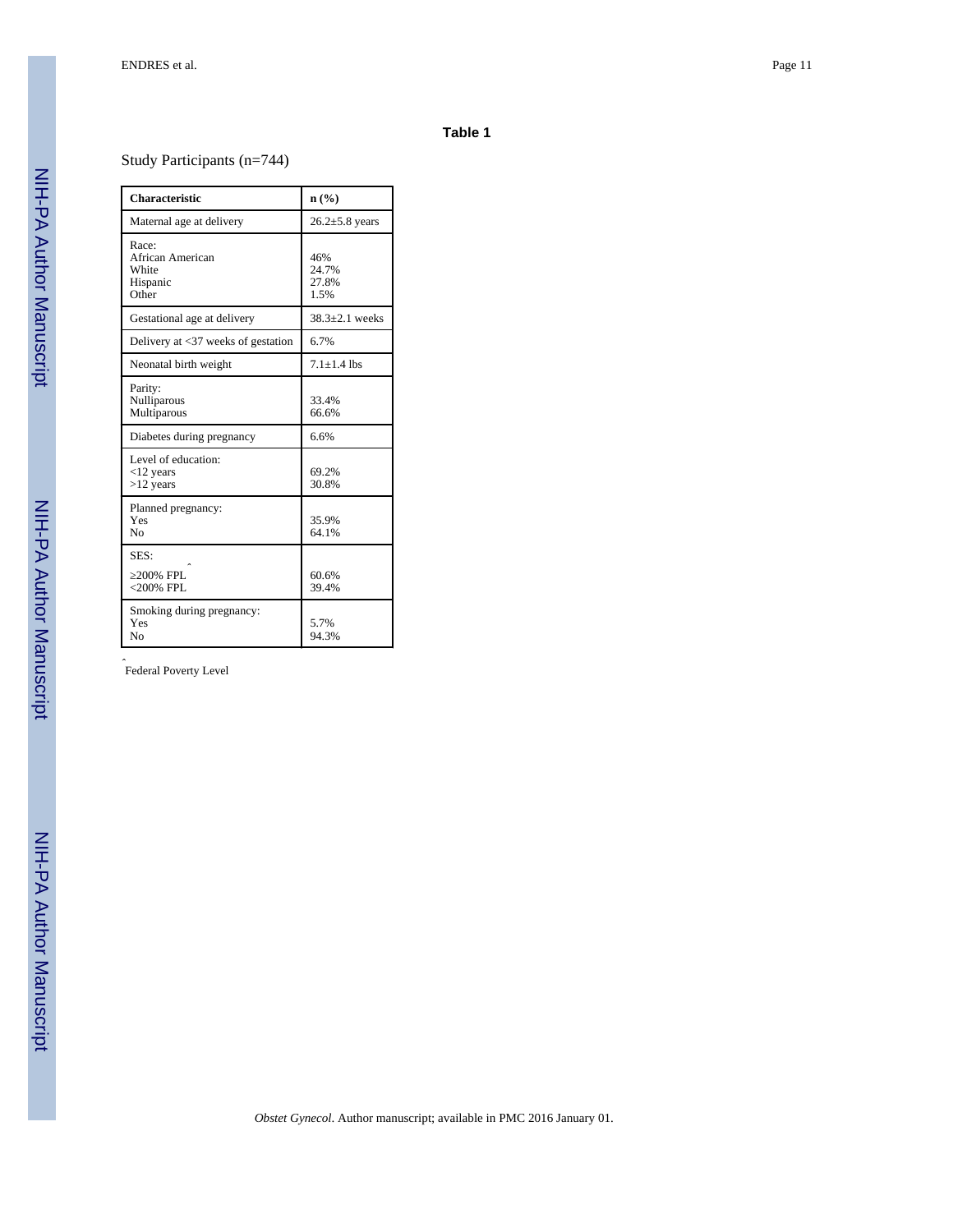## Table 1

Study Participants (n=744)

| Characteristic | n (%) |
|---|---|
| Maternal age at delivery | 26.2±5.8 years |
| Race: | |
| African American | 46% |
| White | 24.7% |
| Hispanic | 27.8% |
| Other | 1.5% |
| Gestational age at delivery | 38.3±2.1 weeks |
| Delivery at <37 weeks of gestation | 6.7% |
| Neonatal birth weight | 7.1±1.4 lbs |
| Parity: | |
| Nulliparous | 33.4% |
| Multiparous | 66.6% |
| Diabetes during pregnancy | 6.6% |
| Level of education: | |
| <12 years | 69.2% |
| >12 years | 30.8% |
| Planned pregnancy: | |
| Yes | 35.9% |
| No | 64.1% |
| SES: | |
| ≥200% FPL^ | 60.6% |
| <200% FPL | 39.4% |
| Smoking during pregnancy: | |
| Yes | 5.7% |
| No | 94.3% |

^ Federal Poverty Level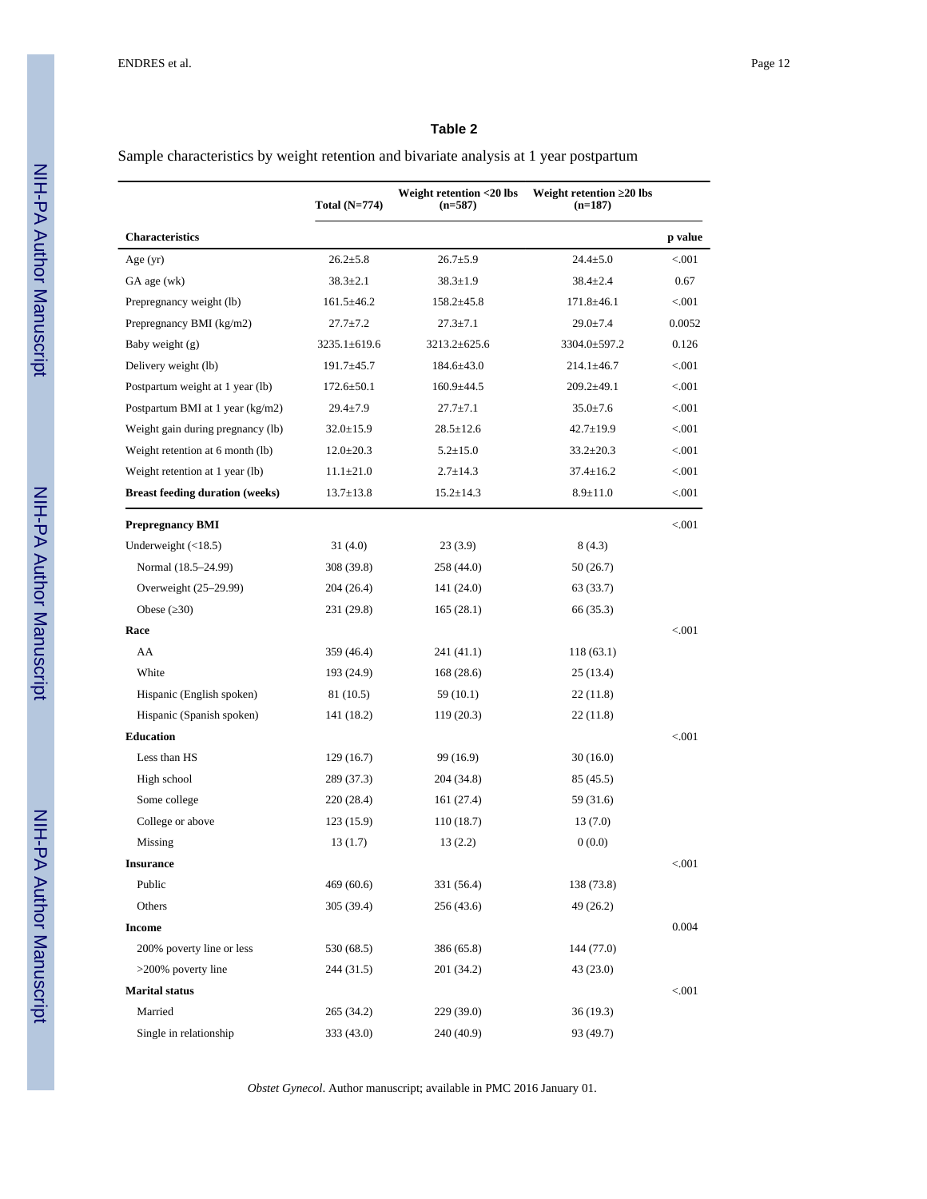**Table 2**

Sample characteristics by weight retention and bivariate analysis at 1 year postpartum

| Characteristics | Total (N=774) | Weight retention <20 lbs (n=587) | Weight retention ≥20 lbs (n=187) | p value |
|---|---|---|---|---|
| Age (yr) | 26.2±5.8 | 26.7±5.9 | 24.4±5.0 | <.001 |
| GA age (wk) | 38.3±2.1 | 38.3±1.9 | 38.4±2.4 | 0.67 |
| Prepregnancy weight (lb) | 161.5±46.2 | 158.2±45.8 | 171.8±46.1 | <.001 |
| Prepregnancy BMI (kg/m2) | 27.7±7.2 | 27.3±7.1 | 29.0±7.4 | 0.0052 |
| Baby weight (g) | 3235.1±619.6 | 3213.2±625.6 | 3304.0±597.2 | 0.126 |
| Delivery weight (lb) | 191.7±45.7 | 184.6±43.0 | 214.1±46.7 | <.001 |
| Postpartum weight at 1 year (lb) | 172.6±50.1 | 160.9±44.5 | 209.2±49.1 | <.001 |
| Postpartum BMI at 1 year (kg/m2) | 29.4±7.9 | 27.7±7.1 | 35.0±7.6 | <.001 |
| Weight gain during pregnancy (lb) | 32.0±15.9 | 28.5±12.6 | 42.7±19.9 | <.001 |
| Weight retention at 6 month (lb) | 12.0±20.3 | 5.2±15.0 | 33.2±20.3 | <.001 |
| Weight retention at 1 year (lb) | 11.1±21.0 | 2.7±14.3 | 37.4±16.2 | <.001 |
| **Breast feeding duration (weeks)** | 13.7±13.8 | 15.2±14.3 | 8.9±11.0 | <.001 |
| **Prepregnancy BMI** | | | | <.001 |
| Underweight (<18.5) | 31 (4.0) | 23 (3.9) | 8 (4.3) | |
| Normal (18.5–24.99) | 308 (39.8) | 258 (44.0) | 50 (26.7) | |
| Overweight (25–29.99) | 204 (26.4) | 141 (24.0) | 63 (33.7) | |
| Obese (≥30) | 231 (29.8) | 165 (28.1) | 66 (35.3) | |
| **Race** | | | | <.001 |
| AA | 359 (46.4) | 241 (41.1) | 118 (63.1) | |
| White | 193 (24.9) | 168 (28.6) | 25 (13.4) | |
| Hispanic (English spoken) | 81 (10.5) | 59 (10.1) | 22 (11.8) | |
| Hispanic (Spanish spoken) | 141 (18.2) | 119 (20.3) | 22 (11.8) | |
| **Education** | | | | <.001 |
| Less than HS | 129 (16.7) | 99 (16.9) | 30 (16.0) | |
| High school | 289 (37.3) | 204 (34.8) | 85 (45.5) | |
| Some college | 220 (28.4) | 161 (27.4) | 59 (31.6) | |
| College or above | 123 (15.9) | 110 (18.7) | 13 (7.0) | |
| Missing | 13 (1.7) | 13 (2.2) | 0 (0.0) | |
| **Insurance** | | | | <.001 |
| Public | 469 (60.6) | 331 (56.4) | 138 (73.8) | |
| Others | 305 (39.4) | 256 (43.6) | 49 (26.2) | |
| **Income** | | | | 0.004 |
| 200% poverty line or less | 530 (68.5) | 386 (65.8) | 144 (77.0) | |
| >200% poverty line | 244 (31.5) | 201 (34.2) | 43 (23.0) | |
| **Marital status** | | | | <.001 |
| Married | 265 (34.2) | 229 (39.0) | 36 (19.3) | |
| Single in relationship | 333 (43.0) | 240 (40.9) | 93 (49.7) | |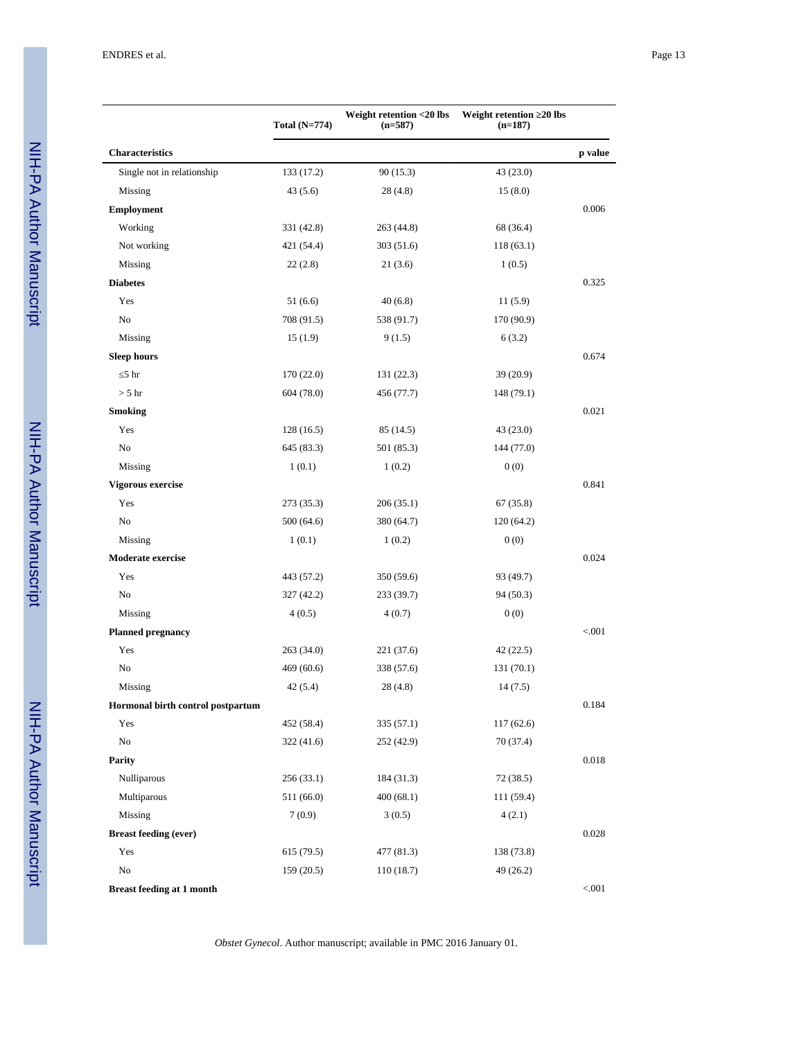| | Total (N=774) | Weight retention <20 lbs (n=587) | Weight retention ≥20 lbs (n=187) | |
|---|---|---|---|---|
| **Characteristics** | | | | **p value** |
| Single not in relationship | 133 (17.2) | 90 (15.3) | 43 (23.0) | |
| Missing | 43 (5.6) | 28 (4.8) | 15 (8.0) | |
| **Employment** | | | | 0.006 |
| Working | 331 (42.8) | 263 (44.8) | 68 (36.4) | |
| Not working | 421 (54.4) | 303 (51.6) | 118 (63.1) | |
| Missing | 22 (2.8) | 21 (3.6) | 1 (0.5) | |
| **Diabetes** | | | | 0.325 |
| Yes | 51 (6.6) | 40 (6.8) | 11 (5.9) | |
| No | 708 (91.5) | 538 (91.7) | 170 (90.9) | |
| Missing | 15 (1.9) | 9 (1.5) | 6 (3.2) | |
| **Sleep hours** | | | | 0.674 |
| ≤5 hr | 170 (22.0) | 131 (22.3) | 39 (20.9) | |
| > 5 hr | 604 (78.0) | 456 (77.7) | 148 (79.1) | |
| **Smoking** | | | | 0.021 |
| Yes | 128 (16.5) | 85 (14.5) | 43 (23.0) | |
| No | 645 (83.3) | 501 (85.3) | 144 (77.0) | |
| Missing | 1 (0.1) | 1 (0.2) | 0 (0) | |
| **Vigorous exercise** | | | | 0.841 |
| Yes | 273 (35.3) | 206 (35.1) | 67 (35.8) | |
| No | 500 (64.6) | 380 (64.7) | 120 (64.2) | |
| Missing | 1 (0.1) | 1 (0.2) | 0 (0) | |
| **Moderate exercise** | | | | 0.024 |
| Yes | 443 (57.2) | 350 (59.6) | 93 (49.7) | |
| No | 327 (42.2) | 233 (39.7) | 94 (50.3) | |
| Missing | 4 (0.5) | 4 (0.7) | 0 (0) | |
| **Planned pregnancy** | | | | <.001 |
| Yes | 263 (34.0) | 221 (37.6) | 42 (22.5) | |
| No | 469 (60.6) | 338 (57.6) | 131 (70.1) | |
| Missing | 42 (5.4) | 28 (4.8) | 14 (7.5) | |
| **Hormonal birth control postpartum** | | | | 0.184 |
| Yes | 452 (58.4) | 335 (57.1) | 117 (62.6) | |
| No | 322 (41.6) | 252 (42.9) | 70 (37.4) | |
| **Parity** | | | | 0.018 |
| Nulliparous | 256 (33.1) | 184 (31.3) | 72 (38.5) | |
| Multiparous | 511 (66.0) | 400 (68.1) | 111 (59.4) | |
| Missing | 7 (0.9) | 3 (0.5) | 4 (2.1) | |
| **Breast feeding (ever)** | | | | 0.028 |
| Yes | 615 (79.5) | 477 (81.3) | 138 (73.8) | |
| No | 159 (20.5) | 110 (18.7) | 49 (26.2) | |
| **Breast feeding at 1 month** | | | | <.001 |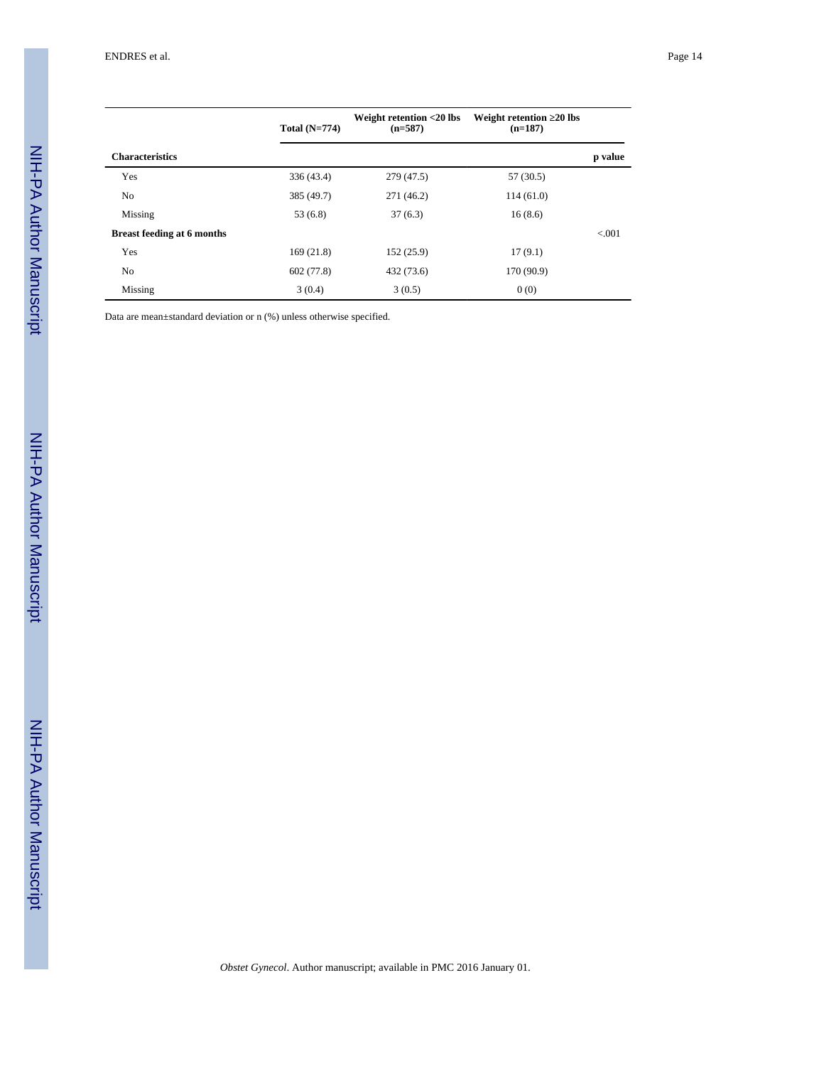| Characteristics | Total (N=774) | Weight retention <20 lbs (n=587) | Weight retention ≥20 lbs (n=187) | p value |
|---|---|---|---|---|
| Yes | 336 (43.4) | 279 (47.5) | 57 (30.5) | |
| No | 385 (49.7) | 271 (46.2) | 114 (61.0) | |
| Missing | 53 (6.8) | 37 (6.3) | 16 (8.6) | |
| **Breast feeding at 6 months** | | | | <.001 |
| Yes | 169 (21.8) | 152 (25.9) | 17 (9.1) | |
| No | 602 (77.8) | 432 (73.6) | 170 (90.9) | |
| Missing | 3 (0.4) | 3 (0.5) | 0 (0) | |

Data are mean±standard deviation or n (%) unless otherwise specified.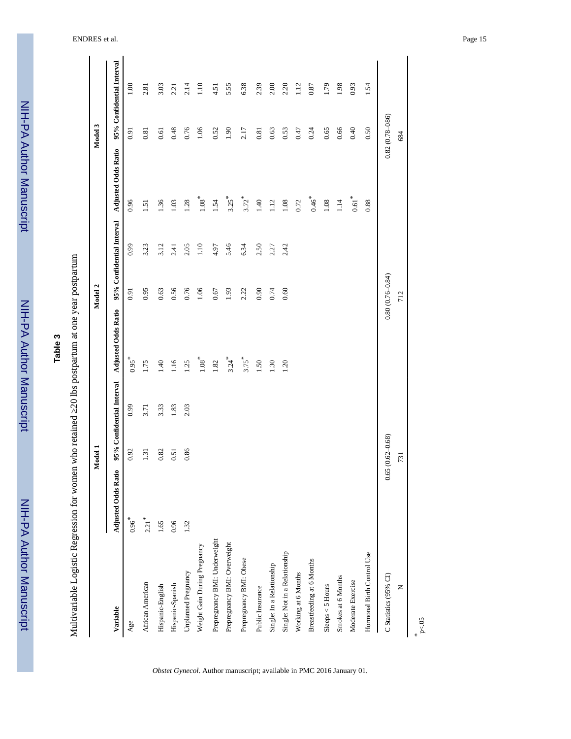## Table 3

Multivariable Logistic Regression for women who retained ≥20 lbs postpartum at one year postpartum

| Variable | Model 1 | | | Model 2 | | | Model 3 | | |
|---|---|---|---|---|---|---|---|---|---|
| | Adjusted Odds Ratio | 95% Confidential Interval | | Adjusted Odds Ratio | 95% Confidential Interval | | Adjusted Odds Ratio | 95% Confidential Interval | |
| Age | 0.96* | 0.92 | 0.99 | 0.95* | 0.91 | 0.99 | 0.96 | 0.91 | 1.00 |
| African American | 2.21* | 1.31 | 3.71 | 1.75 | 0.95 | 3.23 | 1.51 | 0.81 | 2.81 |
| Hispanic-English | 1.65 | 0.82 | 3.33 | 1.40 | 0.63 | 3.12 | 1.36 | 0.61 | 3.03 |
| Hispanic-Spanish | 0.96 | 0.51 | 1.83 | 1.16 | 0.56 | 2.41 | 1.03 | 0.48 | 2.21 |
| Unplanned Pregnancy | 1.32 | 0.86 | 2.03 | 1.25 | 0.76 | 2.05 | 1.28 | 0.76 | 2.14 |
| Weight Gain During Pregnancy | | | | 1.08* | 1.06 | 1.10 | 1.08* | 1.06 | 1.10 |
| Prepregnancy BMI: Underweight | | | | 1.82 | 0.67 | 4.97 | 1.54 | 0.52 | 4.51 |
| Prepregnancy BMI: Overweight | | | | 3.24* | 1.93 | 5.46 | 3.25* | 1.90 | 5.55 |
| Prepregnancy BMI: Obese | | | | 3.75* | 2.22 | 6.34 | 3.72* | 2.17 | 6.38 |
| Public Insurance | | | | 1.50 | 0.90 | 2.50 | 1.40 | 0.81 | 2.39 |
| Single: In a Relationship | | | | 1.30 | 0.74 | 2.27 | 1.12 | 0.63 | 2.00 |
| Single: Not in a Relationship | | | | 1.20 | 0.60 | 2.42 | 1.08 | 0.53 | 2.20 |
| Working at 6 Months | | | | | | | 0.72 | 0.47 | 1.12 |
| Breastfeeding at 6 Months | | | | | | | 0.46* | 0.24 | 0.87 |
| Sleeps < 5 Hours | | | | | | | 1.08 | 0.65 | 1.79 |
| Smokes at 6 Months | | | | | | | 1.14 | 0.66 | 1.98 |
| Moderate Exercise | | | | | | | 0.61* | 0.40 | 0.93 |
| Hormonal Birth Control Use | | | | | | | 0.88 | 0.50 | 1.54 |
| C Statistics (95% CI) | 0.65 (0.62–0.68) | | | 0.80 (0.76–0.84) | | | 0.82 (0.78–086) | | |
| N | 731 | | | 712 | | | 684 | | |

*p<.05